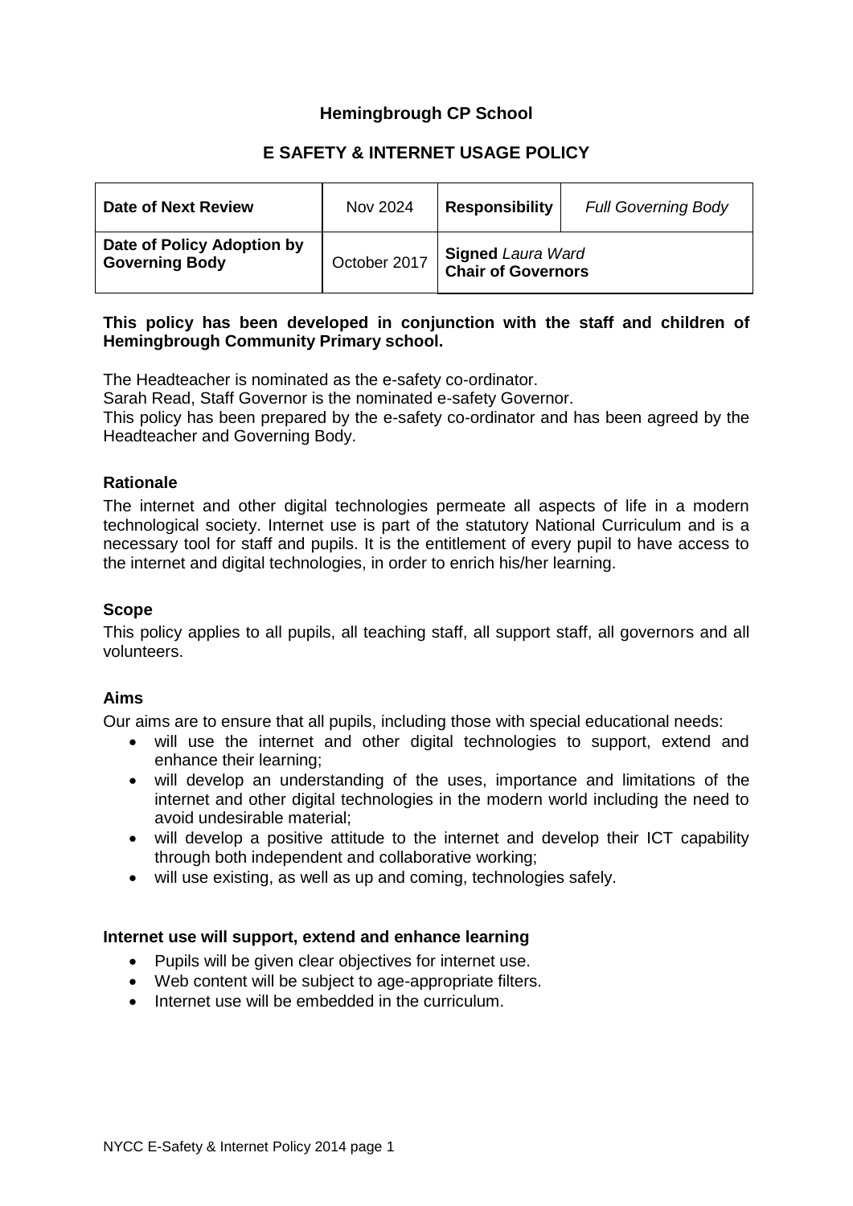# Hemingbrough CP School

## E SAFETY & INTERNET USAGE POLICY

| Date of Next Review | Nov 2024 | Responsibility | *Full Governing Body* |
|---|---|---|---|
| **Date of Policy Adoption by Governing Body** | October 2017 | **Signed** *Laura Ward* **Chair of Governors** | |

**This policy has been developed in conjunction with the staff and children of Hemingbrough Community Primary school.**

The Headteacher is nominated as the e-safety co-ordinator.
Sarah Read, Staff Governor is the nominated e-safety Governor.
This policy has been prepared by the e-safety co-ordinator and has been agreed by the Headteacher and Governing Body.

### Rationale

The internet and other digital technologies permeate all aspects of life in a modern technological society. Internet use is part of the statutory National Curriculum and is a necessary tool for staff and pupils. It is the entitlement of every pupil to have access to the internet and digital technologies, in order to enrich his/her learning.

### Scope

This policy applies to all pupils, all teaching staff, all support staff, all governors and all volunteers.

### Aims

Our aims are to ensure that all pupils, including those with special educational needs:

- will use the internet and other digital technologies to support, extend and enhance their learning;
- will develop an understanding of the uses, importance and limitations of the internet and other digital technologies in the modern world including the need to avoid undesirable material;
- will develop a positive attitude to the internet and develop their ICT capability through both independent and collaborative working;
- will use existing, as well as up and coming, technologies safely.

### Internet use will support, extend and enhance learning

- Pupils will be given clear objectives for internet use.
- Web content will be subject to age-appropriate filters.
- Internet use will be embedded in the curriculum.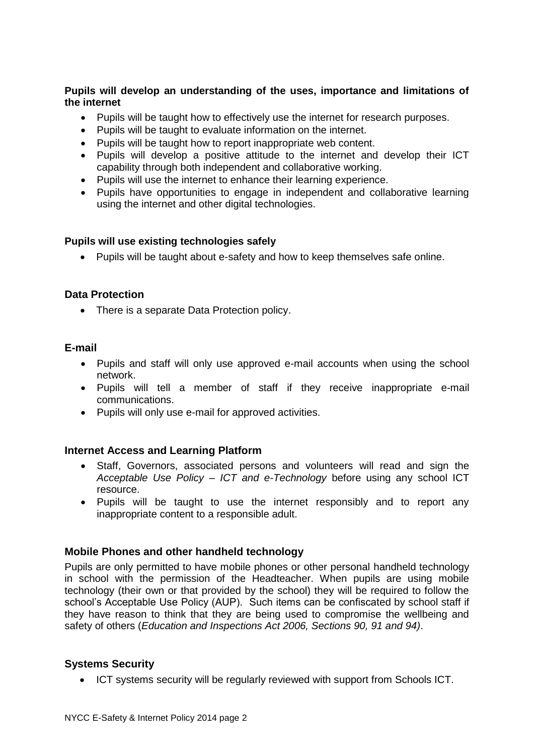**Pupils will develop an understanding of the uses, importance and limitations of the internet**

- Pupils will be taught how to effectively use the internet for research purposes.
- Pupils will be taught to evaluate information on the internet.
- Pupils will be taught how to report inappropriate web content.
- Pupils will develop a positive attitude to the internet and develop their ICT capability through both independent and collaborative working.
- Pupils will use the internet to enhance their learning experience.
- Pupils have opportunities to engage in independent and collaborative learning using the internet and other digital technologies.

**Pupils will use existing technologies safely**

- Pupils will be taught about e-safety and how to keep themselves safe online.

### Data Protection

- There is a separate Data Protection policy.

### E-mail

- Pupils and staff will only use approved e-mail accounts when using the school network.
- Pupils will tell a member of staff if they receive inappropriate e-mail communications.
- Pupils will only use e-mail for approved activities.

### Internet Access and Learning Platform

- Staff, Governors, associated persons and volunteers will read and sign the *Acceptable Use Policy – ICT and e-Technology* before using any school ICT resource.
- Pupils will be taught to use the internet responsibly and to report any inappropriate content to a responsible adult.

### Mobile Phones and other handheld technology

Pupils are only permitted to have mobile phones or other personal handheld technology in school with the permission of the Headteacher. When pupils are using mobile technology (their own or that provided by the school) they will be required to follow the school's Acceptable Use Policy (AUP). Such items can be confiscated by school staff if they have reason to think that they are being used to compromise the wellbeing and safety of others (*Education and Inspections Act 2006, Sections 90, 91 and 94)*.

### Systems Security

- ICT systems security will be regularly reviewed with support from Schools ICT.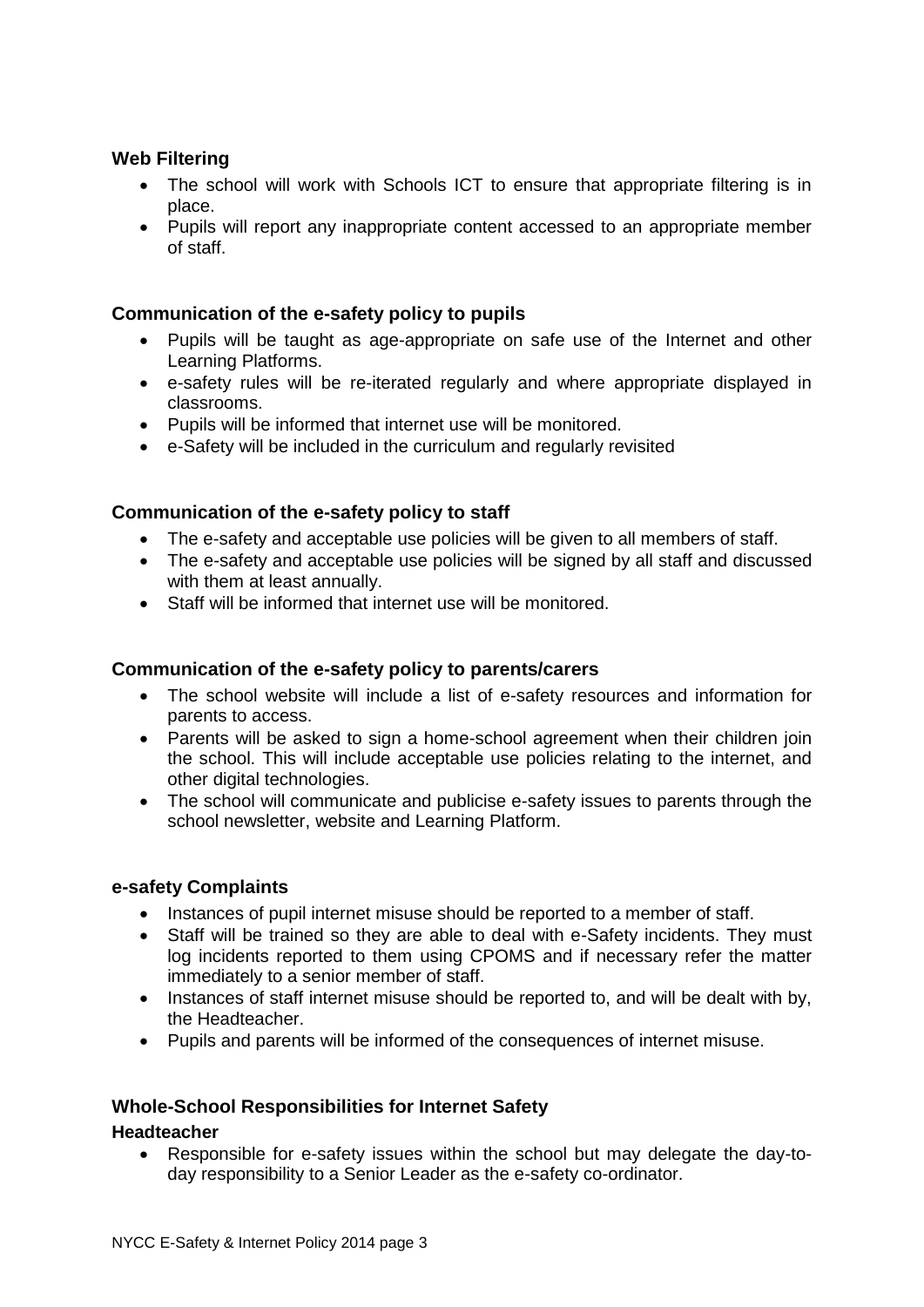### Web Filtering

- The school will work with Schools ICT to ensure that appropriate filtering is in place.
- Pupils will report any inappropriate content accessed to an appropriate member of staff.

### Communication of the e-safety policy to pupils

- Pupils will be taught as age-appropriate on safe use of the Internet and other Learning Platforms.
- e-safety rules will be re-iterated regularly and where appropriate displayed in classrooms.
- Pupils will be informed that internet use will be monitored.
- e-Safety will be included in the curriculum and regularly revisited

### Communication of the e-safety policy to staff

- The e-safety and acceptable use policies will be given to all members of staff.
- The e-safety and acceptable use policies will be signed by all staff and discussed with them at least annually.
- Staff will be informed that internet use will be monitored.

### Communication of the e-safety policy to parents/carers

- The school website will include a list of e-safety resources and information for parents to access.
- Parents will be asked to sign a home-school agreement when their children join the school. This will include acceptable use policies relating to the internet, and other digital technologies.
- The school will communicate and publicise e-safety issues to parents through the school newsletter, website and Learning Platform.

### e-safety Complaints

- Instances of pupil internet misuse should be reported to a member of staff.
- Staff will be trained so they are able to deal with e-Safety incidents. They must log incidents reported to them using CPOMS and if necessary refer the matter immediately to a senior member of staff.
- Instances of staff internet misuse should be reported to, and will be dealt with by, the Headteacher.
- Pupils and parents will be informed of the consequences of internet misuse.

### Whole-School Responsibilities for Internet Safety

**Headteacher**

- Responsible for e-safety issues within the school but may delegate the day-to-day responsibility to a Senior Leader as the e-safety co-ordinator.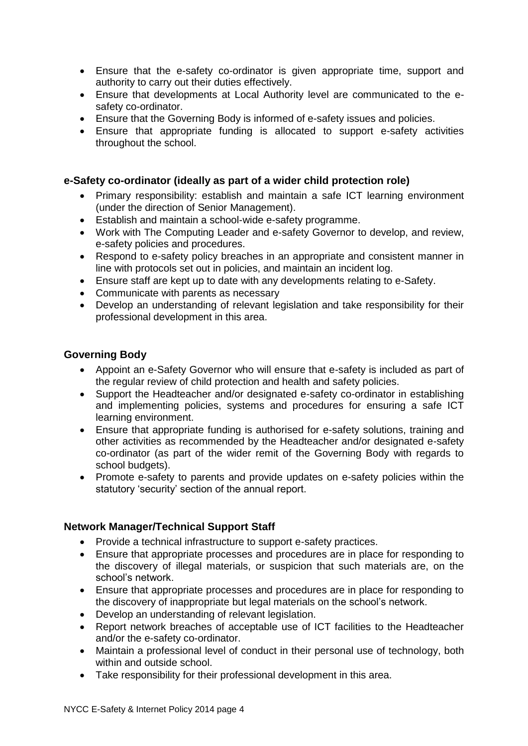- Ensure that the e-safety co-ordinator is given appropriate time, support and authority to carry out their duties effectively.
- Ensure that developments at Local Authority level are communicated to the e-safety co-ordinator.
- Ensure that the Governing Body is informed of e-safety issues and policies.
- Ensure that appropriate funding is allocated to support e-safety activities throughout the school.

### e-Safety co-ordinator (ideally as part of a wider child protection role)

- Primary responsibility: establish and maintain a safe ICT learning environment (under the direction of Senior Management).
- Establish and maintain a school-wide e-safety programme.
- Work with The Computing Leader and e-safety Governor to develop, and review, e-safety policies and procedures.
- Respond to e-safety policy breaches in an appropriate and consistent manner in line with protocols set out in policies, and maintain an incident log.
- Ensure staff are kept up to date with any developments relating to e-Safety.
- Communicate with parents as necessary
- Develop an understanding of relevant legislation and take responsibility for their professional development in this area.

### Governing Body

- Appoint an e-Safety Governor who will ensure that e-safety is included as part of the regular review of child protection and health and safety policies.
- Support the Headteacher and/or designated e-safety co-ordinator in establishing and implementing policies, systems and procedures for ensuring a safe ICT learning environment.
- Ensure that appropriate funding is authorised for e-safety solutions, training and other activities as recommended by the Headteacher and/or designated e-safety co-ordinator (as part of the wider remit of the Governing Body with regards to school budgets).
- Promote e-safety to parents and provide updates on e-safety policies within the statutory 'security' section of the annual report.

### Network Manager/Technical Support Staff

- Provide a technical infrastructure to support e-safety practices.
- Ensure that appropriate processes and procedures are in place for responding to the discovery of illegal materials, or suspicion that such materials are, on the school's network.
- Ensure that appropriate processes and procedures are in place for responding to the discovery of inappropriate but legal materials on the school's network.
- Develop an understanding of relevant legislation.
- Report network breaches of acceptable use of ICT facilities to the Headteacher and/or the e-safety co-ordinator.
- Maintain a professional level of conduct in their personal use of technology, both within and outside school.
- Take responsibility for their professional development in this area.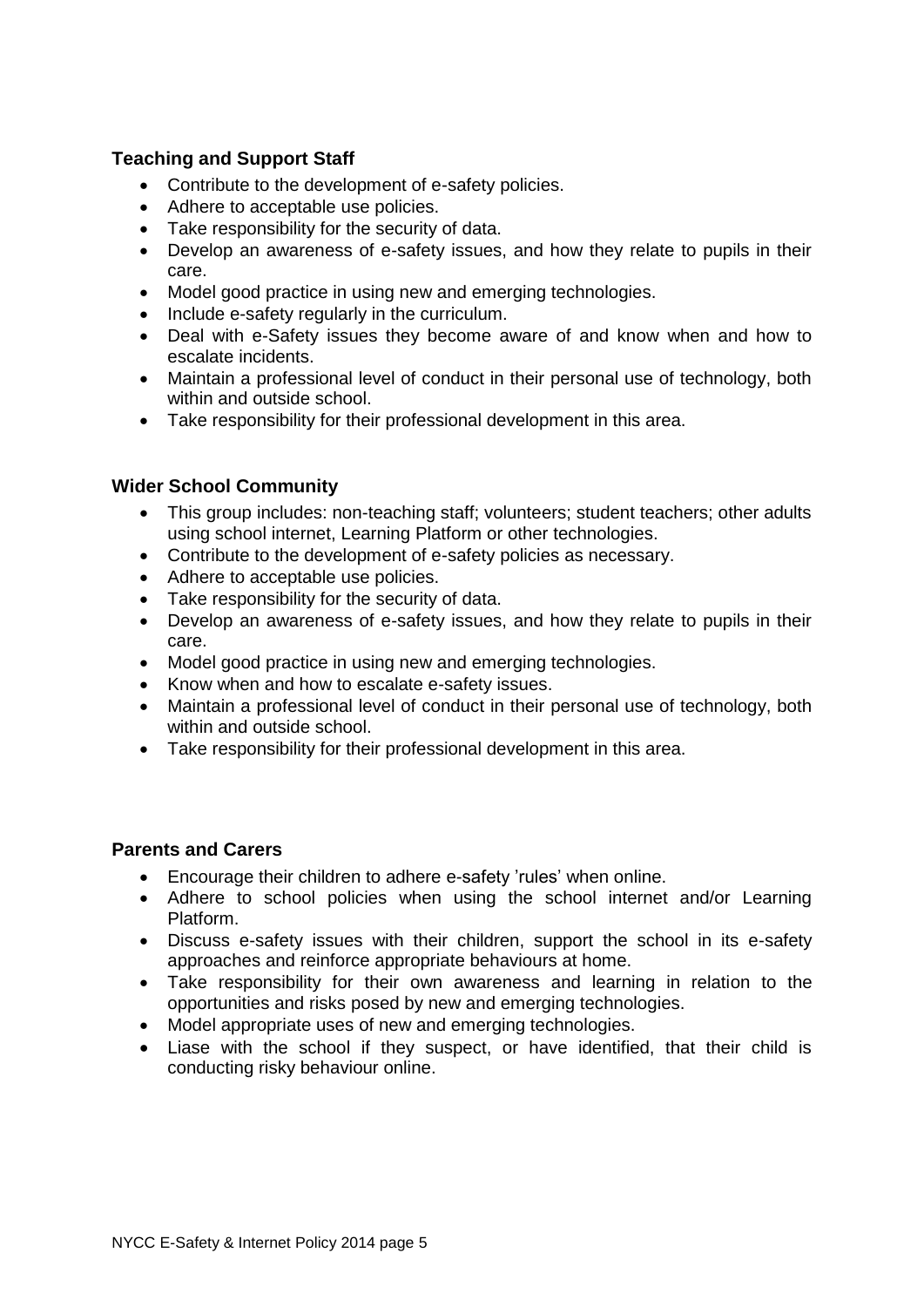### Teaching and Support Staff

- Contribute to the development of e-safety policies.
- Adhere to acceptable use policies.
- Take responsibility for the security of data.
- Develop an awareness of e-safety issues, and how they relate to pupils in their care.
- Model good practice in using new and emerging technologies.
- Include e-safety regularly in the curriculum.
- Deal with e-Safety issues they become aware of and know when and how to escalate incidents.
- Maintain a professional level of conduct in their personal use of technology, both within and outside school.
- Take responsibility for their professional development in this area.

### Wider School Community

- This group includes: non-teaching staff; volunteers; student teachers; other adults using school internet, Learning Platform or other technologies.
- Contribute to the development of e-safety policies as necessary.
- Adhere to acceptable use policies.
- Take responsibility for the security of data.
- Develop an awareness of e-safety issues, and how they relate to pupils in their care.
- Model good practice in using new and emerging technologies.
- Know when and how to escalate e-safety issues.
- Maintain a professional level of conduct in their personal use of technology, both within and outside school.
- Take responsibility for their professional development in this area.

### Parents and Carers

- Encourage their children to adhere e-safety 'rules' when online.
- Adhere to school policies when using the school internet and/or Learning Platform.
- Discuss e-safety issues with their children, support the school in its e-safety approaches and reinforce appropriate behaviours at home.
- Take responsibility for their own awareness and learning in relation to the opportunities and risks posed by new and emerging technologies.
- Model appropriate uses of new and emerging technologies.
- Liase with the school if they suspect, or have identified, that their child is conducting risky behaviour online.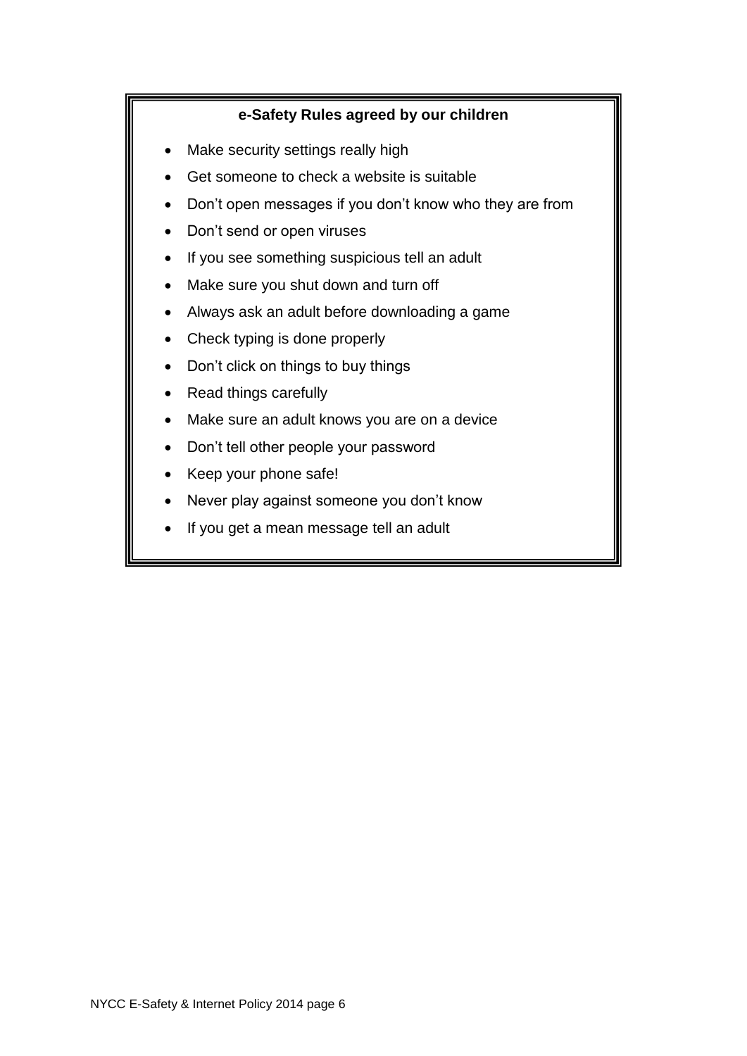**e-Safety Rules agreed by our children**

- Make security settings really high
- Get someone to check a website is suitable
- Don't open messages if you don't know who they are from
- Don't send or open viruses
- If you see something suspicious tell an adult
- Make sure you shut down and turn off
- Always ask an adult before downloading a game
- Check typing is done properly
- Don't click on things to buy things
- Read things carefully
- Make sure an adult knows you are on a device
- Don't tell other people your password
- Keep your phone safe!
- Never play against someone you don't know
- If you get a mean message tell an adult